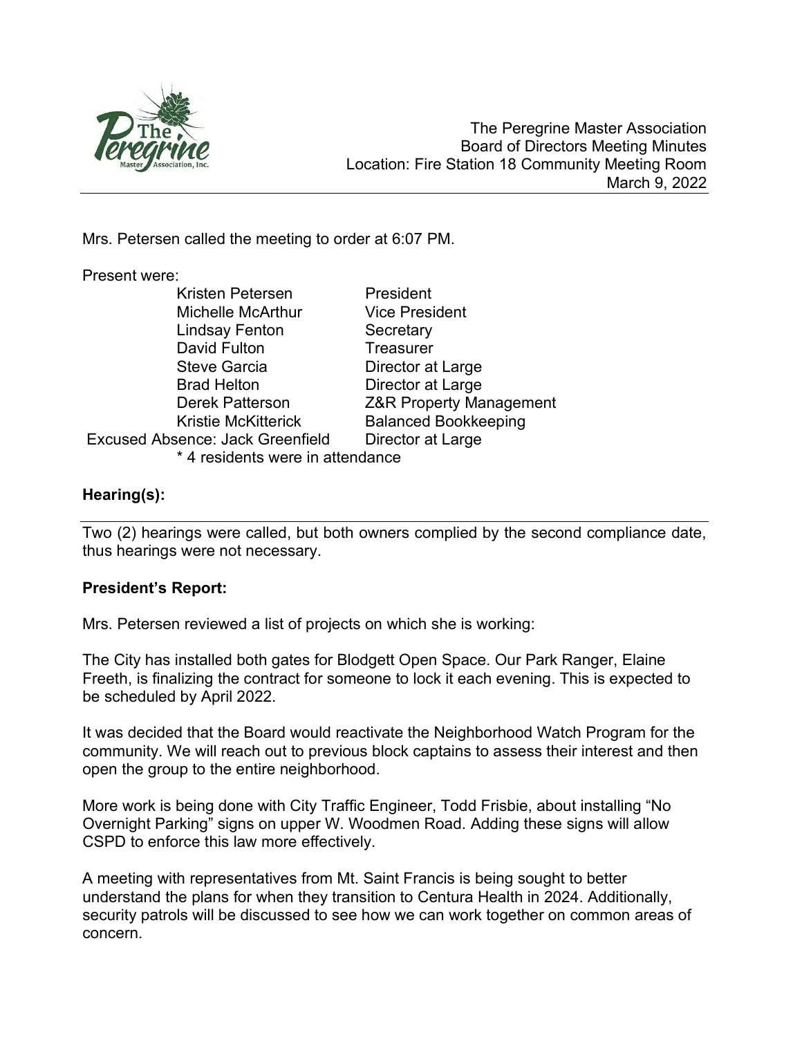The Peregrine Master Association
Board of Directors Meeting Minutes
Location: Fire Station 18 Community Meeting Room
March 9, 2022

Mrs. Petersen called the meeting to order at 6:07 PM.

Present were:

| | |
|---|---|
| Kristen Petersen | President |
| Michelle McArthur | Vice President |
| Lindsay Fenton | Secretary |
| David Fulton | Treasurer |
| Steve Garcia | Director at Large |
| Brad Helton | Director at Large |
| Derek Patterson | Z&R Property Management |
| Kristie McKitterick | Balanced Bookkeeping |
| Excused Absence: Jack Greenfield | Director at Large |

\* 4 residents were in attendance

## Hearing(s):

Two (2) hearings were called, but both owners complied by the second compliance date, thus hearings were not necessary.

## President's Report:

Mrs. Petersen reviewed a list of projects on which she is working:

The City has installed both gates for Blodgett Open Space. Our Park Ranger, Elaine Freeth, is finalizing the contract for someone to lock it each evening. This is expected to be scheduled by April 2022.

It was decided that the Board would reactivate the Neighborhood Watch Program for the community. We will reach out to previous block captains to assess their interest and then open the group to the entire neighborhood.

More work is being done with City Traffic Engineer, Todd Frisbie, about installing "No Overnight Parking" signs on upper W. Woodmen Road. Adding these signs will allow CSPD to enforce this law more effectively.

A meeting with representatives from Mt. Saint Francis is being sought to better understand the plans for when they transition to Centura Health in 2024. Additionally, security patrols will be discussed to see how we can work together on common areas of concern.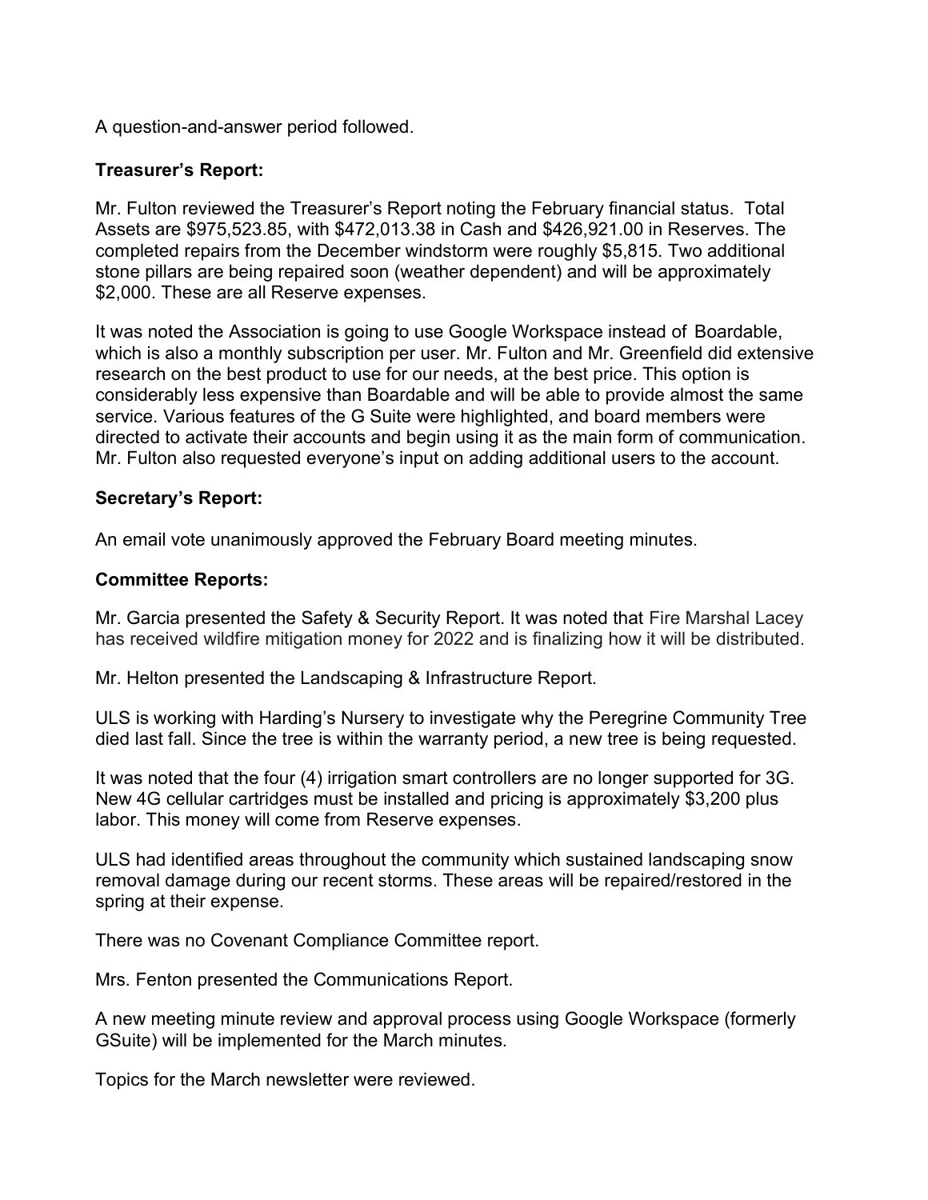A question-and-answer period followed.

**Treasurer's Report:**

Mr. Fulton reviewed the Treasurer's Report noting the February financial status. Total Assets are $975,523.85, with $472,013.38 in Cash and $426,921.00 in Reserves. The completed repairs from the December windstorm were roughly $5,815. Two additional stone pillars are being repaired soon (weather dependent) and will be approximately $2,000. These are all Reserve expenses.

It was noted the Association is going to use Google Workspace instead of Boardable, which is also a monthly subscription per user. Mr. Fulton and Mr. Greenfield did extensive research on the best product to use for our needs, at the best price. This option is considerably less expensive than Boardable and will be able to provide almost the same service. Various features of the G Suite were highlighted, and board members were directed to activate their accounts and begin using it as the main form of communication. Mr. Fulton also requested everyone's input on adding additional users to the account.

**Secretary's Report:**

An email vote unanimously approved the February Board meeting minutes.

**Committee Reports:**

Mr. Garcia presented the Safety & Security Report. It was noted that Fire Marshal Lacey has received wildfire mitigation money for 2022 and is finalizing how it will be distributed.

Mr. Helton presented the Landscaping & Infrastructure Report.

ULS is working with Harding's Nursery to investigate why the Peregrine Community Tree died last fall. Since the tree is within the warranty period, a new tree is being requested.

It was noted that the four (4) irrigation smart controllers are no longer supported for 3G. New 4G cellular cartridges must be installed and pricing is approximately $3,200 plus labor. This money will come from Reserve expenses.

ULS had identified areas throughout the community which sustained landscaping snow removal damage during our recent storms. These areas will be repaired/restored in the spring at their expense.

There was no Covenant Compliance Committee report.

Mrs. Fenton presented the Communications Report.

A new meeting minute review and approval process using Google Workspace (formerly GSuite) will be implemented for the March minutes.

Topics for the March newsletter were reviewed.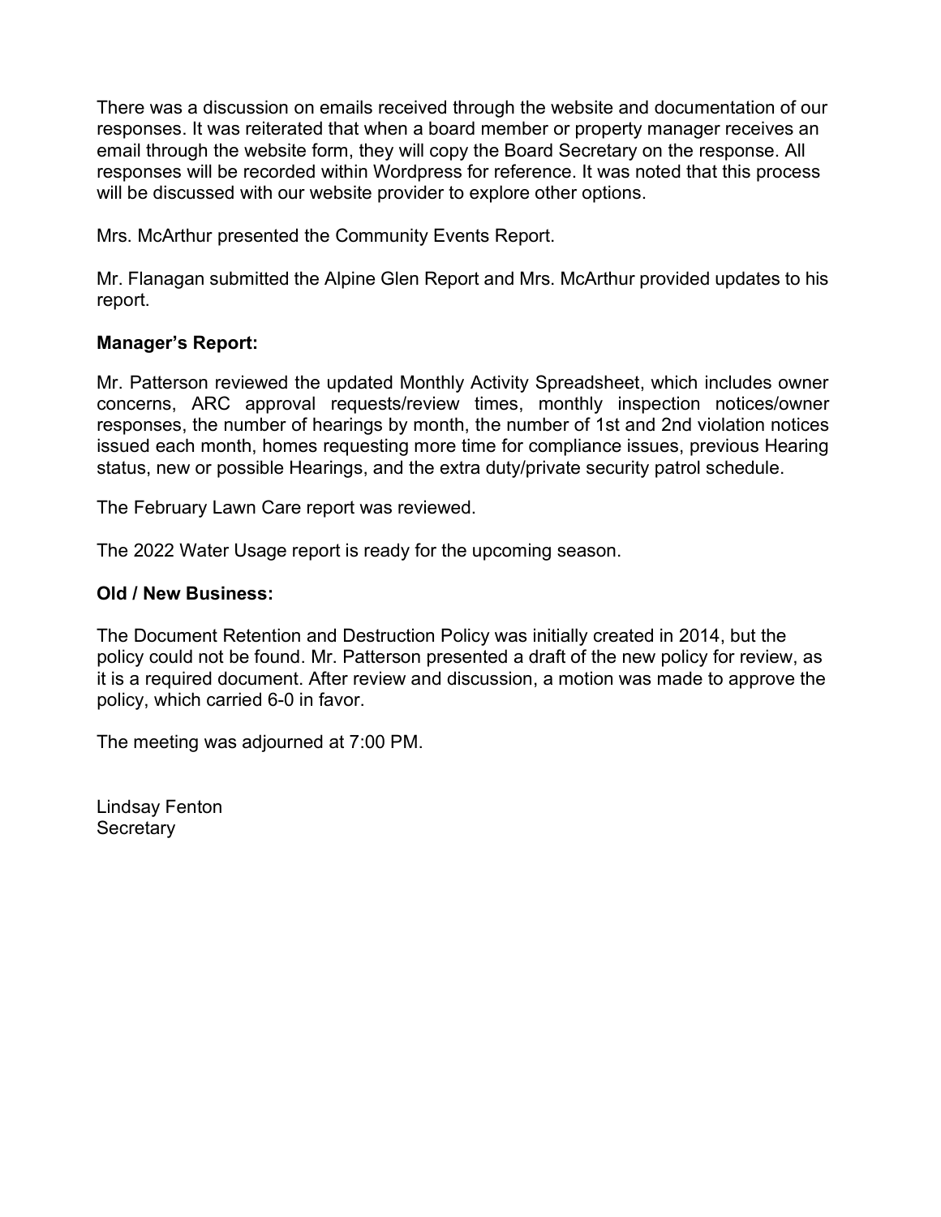There was a discussion on emails received through the website and documentation of our responses. It was reiterated that when a board member or property manager receives an email through the website form, they will copy the Board Secretary on the response. All responses will be recorded within Wordpress for reference. It was noted that this process will be discussed with our website provider to explore other options.

Mrs. McArthur presented the Community Events Report.

Mr. Flanagan submitted the Alpine Glen Report and Mrs. McArthur provided updates to his report.

**Manager's Report:**

Mr. Patterson reviewed the updated Monthly Activity Spreadsheet, which includes owner concerns, ARC approval requests/review times, monthly inspection notices/owner responses, the number of hearings by month, the number of 1st and 2nd violation notices issued each month, homes requesting more time for compliance issues, previous Hearing status, new or possible Hearings, and the extra duty/private security patrol schedule.

The February Lawn Care report was reviewed.

The 2022 Water Usage report is ready for the upcoming season.

**Old / New Business:**

The Document Retention and Destruction Policy was initially created in 2014, but the policy could not be found. Mr. Patterson presented a draft of the new policy for review, as it is a required document. After review and discussion, a motion was made to approve the policy, which carried 6-0 in favor.

The meeting was adjourned at 7:00 PM.

Lindsay Fenton
Secretary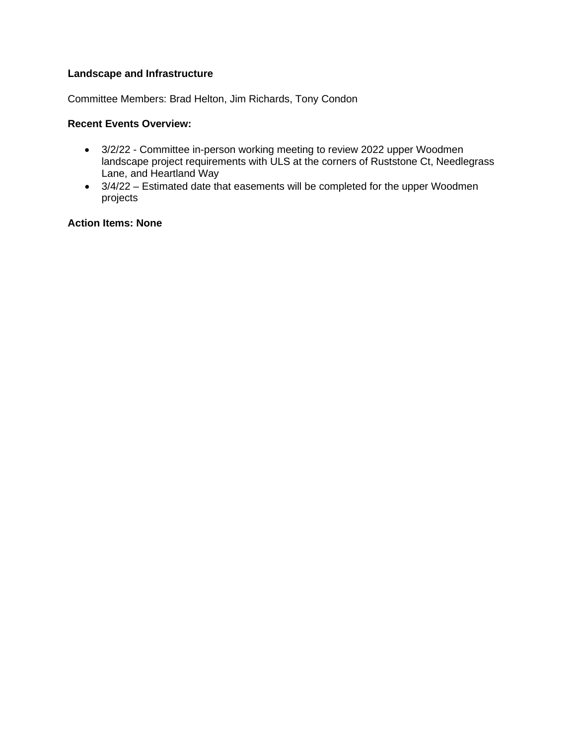**Landscape and Infrastructure**

Committee Members: Brad Helton, Jim Richards, Tony Condon

**Recent Events Overview:**

- 3/2/22 - Committee in-person working meeting to review 2022 upper Woodmen landscape project requirements with ULS at the corners of Ruststone Ct, Needlegrass Lane, and Heartland Way
- 3/4/22 – Estimated date that easements will be completed for the upper Woodmen projects

**Action Items: None**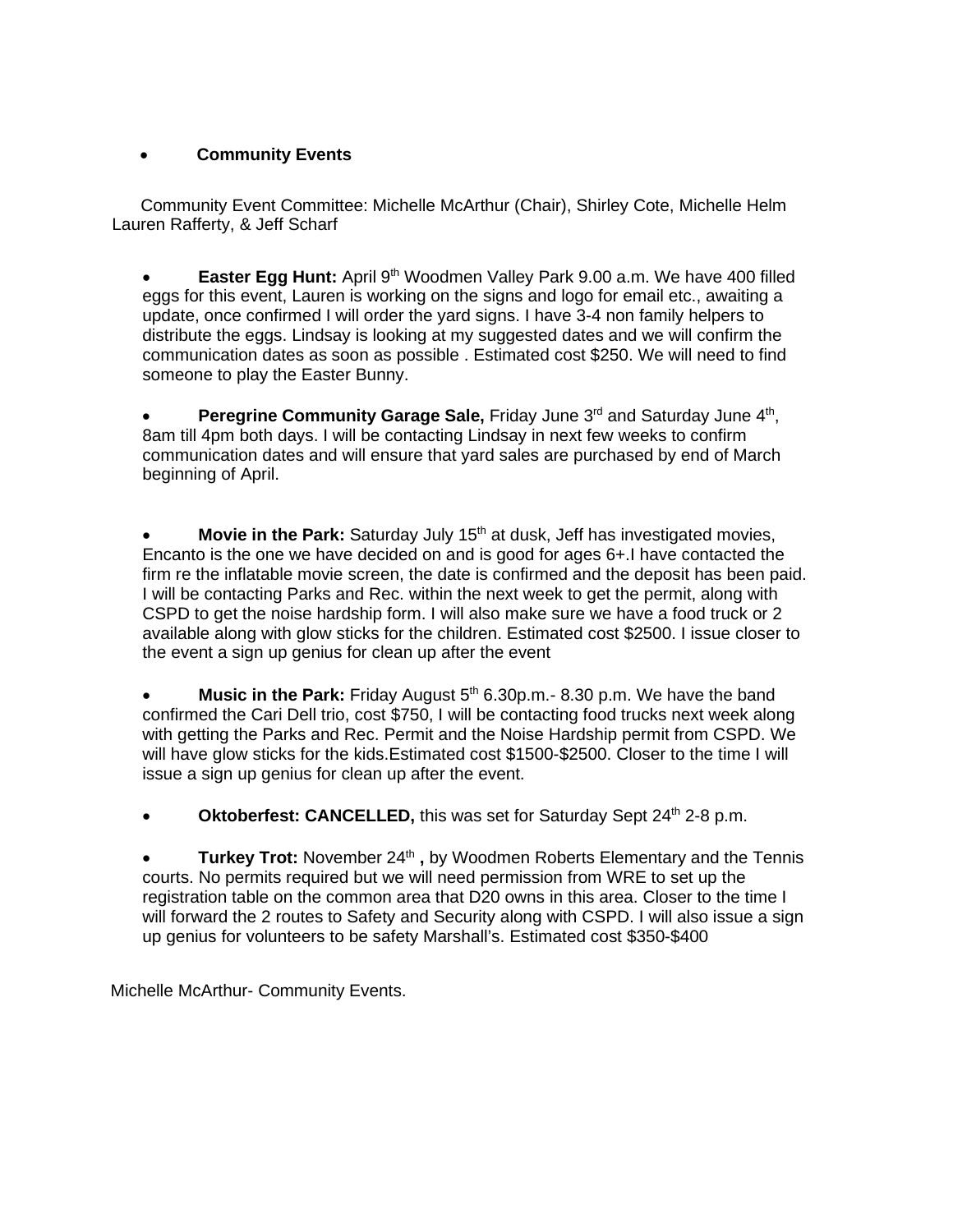- **Community Events**

Community Event Committee: Michelle McArthur (Chair), Shirley Cote, Michelle Helm Lauren Rafferty, & Jeff Scharf

- **Easter Egg Hunt:** April 9th Woodmen Valley Park 9.00 a.m. We have 400 filled eggs for this event, Lauren is working on the signs and logo for email etc., awaiting a update, once confirmed I will order the yard signs. I have 3-4 non family helpers to distribute the eggs. Lindsay is looking at my suggested dates and we will confirm the communication dates as soon as possible . Estimated cost $250. We will need to find someone to play the Easter Bunny.

- **Peregrine Community Garage Sale,** Friday June 3rd and Saturday June 4th, 8am till 4pm both days. I will be contacting Lindsay in next few weeks to confirm communication dates and will ensure that yard sales are purchased by end of March beginning of April.

- **Movie in the Park:** Saturday July 15th at dusk, Jeff has investigated movies, Encanto is the one we have decided on and is good for ages 6+.I have contacted the firm re the inflatable movie screen, the date is confirmed and the deposit has been paid. I will be contacting Parks and Rec. within the next week to get the permit, along with CSPD to get the noise hardship form. I will also make sure we have a food truck or 2 available along with glow sticks for the children. Estimated cost $2500. I issue closer to the event a sign up genius for clean up after the event

- **Music in the Park:** Friday August 5th 6.30p.m.- 8.30 p.m. We have the band confirmed the Cari Dell trio, cost $750, I will be contacting food trucks next week along with getting the Parks and Rec. Permit and the Noise Hardship permit from CSPD. We will have glow sticks for the kids.Estimated cost $1500-$2500. Closer to the time I will issue a sign up genius for clean up after the event.

- **Oktoberfest: CANCELLED,** this was set for Saturday Sept 24th 2-8 p.m.

- **Turkey Trot:** November 24th **,** by Woodmen Roberts Elementary and the Tennis courts. No permits required but we will need permission from WRE to set up the registration table on the common area that D20 owns in this area. Closer to the time I will forward the 2 routes to Safety and Security along with CSPD. I will also issue a sign up genius for volunteers to be safety Marshall's. Estimated cost $350-$400

Michelle McArthur- Community Events.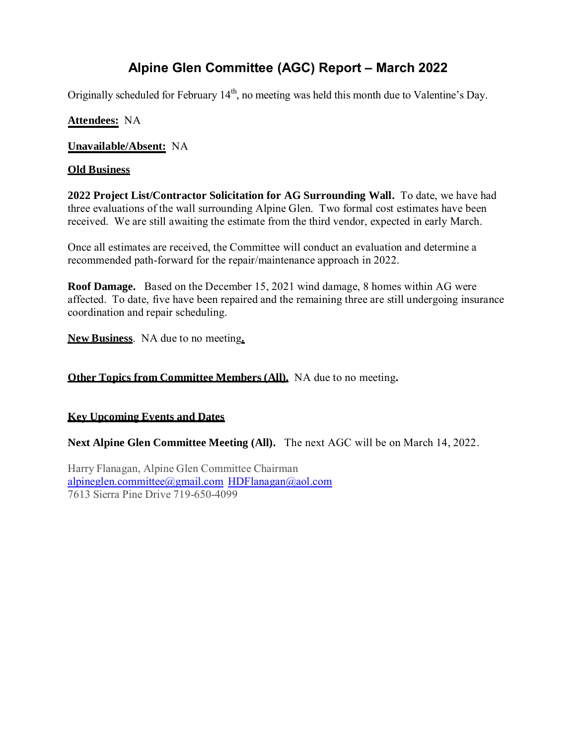# Alpine Glen Committee (AGC) Report – March 2022

Originally scheduled for February 14th, no meeting was held this month due to Valentine's Day.

**Attendees:** NA

**Unavailable/Absent:** NA

**Old Business**

**2022 Project List/Contractor Solicitation for AG Surrounding Wall.** To date, we have had three evaluations of the wall surrounding Alpine Glen. Two formal cost estimates have been received. We are still awaiting the estimate from the third vendor, expected in early March.

Once all estimates are received, the Committee will conduct an evaluation and determine a recommended path-forward for the repair/maintenance approach in 2022.

**Roof Damage.** Based on the December 15, 2021 wind damage, 8 homes within AG were affected. To date, five have been repaired and the remaining three are still undergoing insurance coordination and repair scheduling.

**New Business**. NA due to no meeting.

**Other Topics from Committee Members (All).** NA due to no meeting.

**Key Upcoming Events and Dates**

**Next Alpine Glen Committee Meeting (All).** The next AGC will be on March 14, 2022.

Harry Flanagan, Alpine Glen Committee Chairman
alpineglen.committee@gmail.com HDFlanagan@aol.com
7613 Sierra Pine Drive 719-650-4099